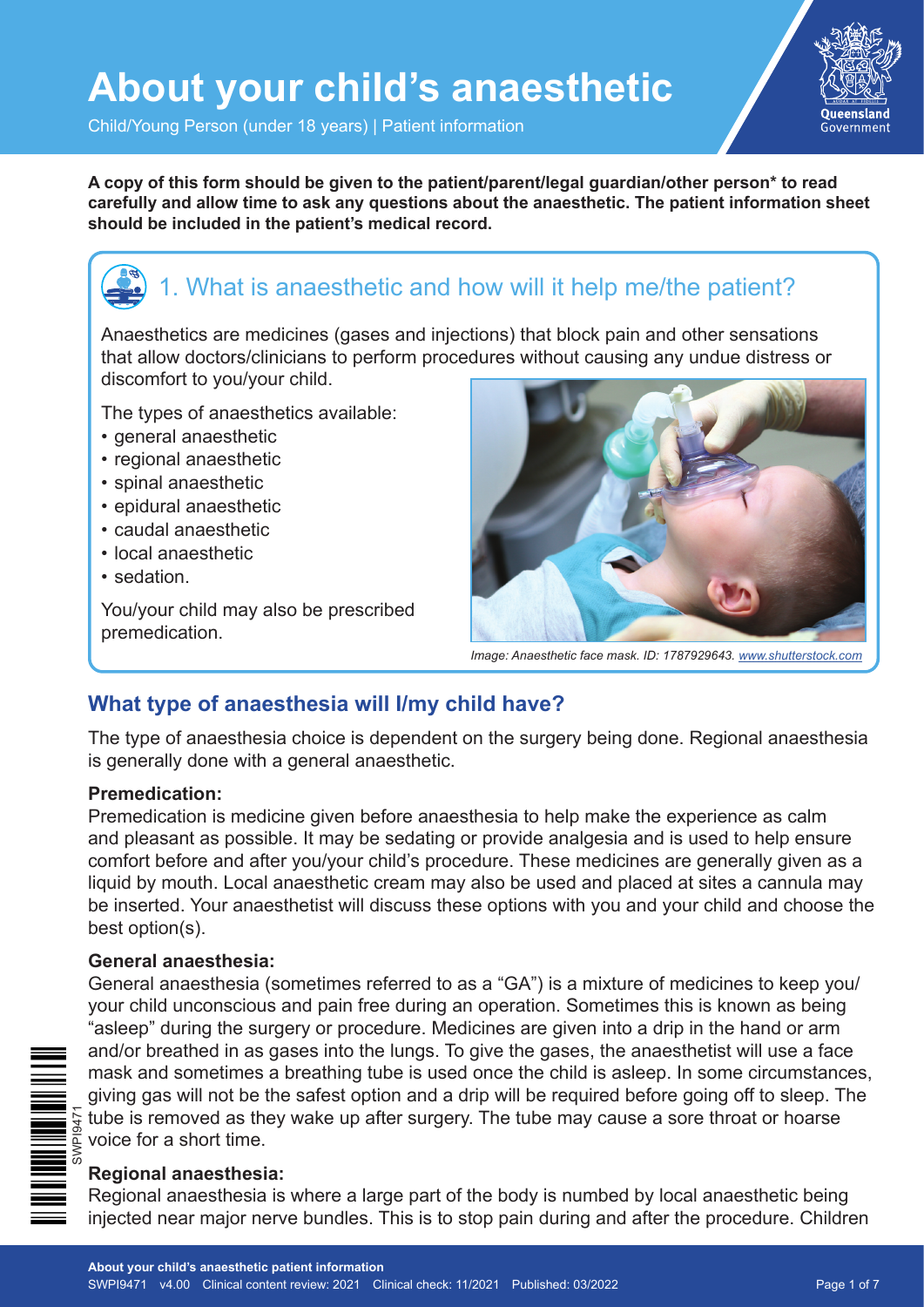# About your child's anaesthetic

Child/Young Person (under 18 years) | Patient information

**A copy of this form should be given to the patient/parent/legal guardian/other person* to read carefully and allow time to ask any questions about the anaesthetic. The patient information sheet should be included in the patient's medical record.**

## 1. What is anaesthetic and how will it help me/the patient?

Anaesthetics are medicines (gases and injections) that block pain and other sensations that allow doctors/clinicians to perform procedures without causing any undue distress or discomfort to you/your child.

The types of anaesthetics available:

- general anaesthetic
- regional anaesthetic
- spinal anaesthetic
- epidural anaesthetic
- caudal anaesthetic
- local anaesthetic
- sedation.

You/your child may also be prescribed premedication.

*Image: Anaesthetic face mask. ID: 1787929643. www.shutterstock.com*

## What type of anaesthesia will I/my child have?

The type of anaesthesia choice is dependent on the surgery being done. Regional anaesthesia is generally done with a general anaesthetic.

**Premedication:**

Premedication is medicine given before anaesthesia to help make the experience as calm and pleasant as possible. It may be sedating or provide analgesia and is used to help ensure comfort before and after you/your child's procedure. These medicines are generally given as a liquid by mouth. Local anaesthetic cream may also be used and placed at sites a cannula may be inserted. Your anaesthetist will discuss these options with you and your child and choose the best option(s).

**General anaesthesia:**

General anaesthesia (sometimes referred to as a "GA") is a mixture of medicines to keep you/your child unconscious and pain free during an operation. Sometimes this is known as being "asleep" during the surgery or procedure. Medicines are given into a drip in the hand or arm and/or breathed in as gases into the lungs. To give the gases, the anaesthetist will use a face mask and sometimes a breathing tube is used once the child is asleep. In some circumstances, giving gas will not be the safest option and a drip will be required before going off to sleep. The tube is removed as they wake up after surgery. The tube may cause a sore throat or hoarse voice for a short time.

**Regional anaesthesia:**

Regional anaesthesia is where a large part of the body is numbed by local anaesthetic being injected near major nerve bundles. This is to stop pain during and after the procedure. Children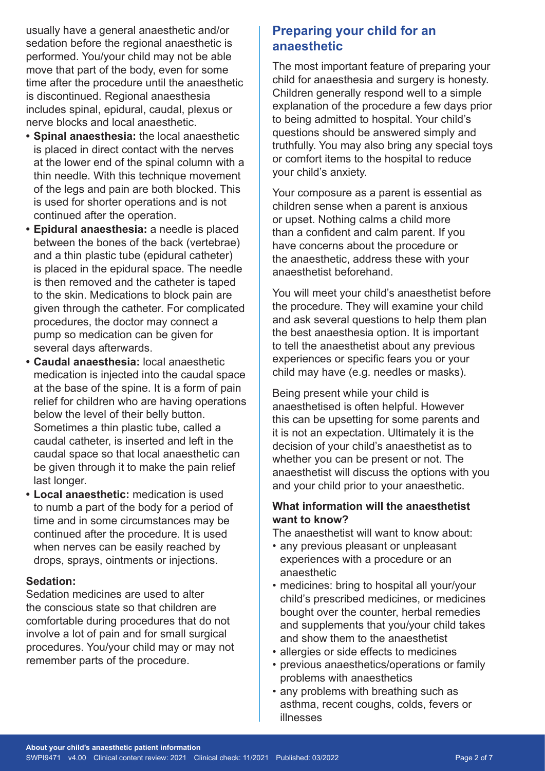usually have a general anaesthetic and/or sedation before the regional anaesthetic is performed. You/your child may not be able move that part of the body, even for some time after the procedure until the anaesthetic is discontinued. Regional anaesthesia includes spinal, epidural, caudal, plexus or nerve blocks and local anaesthetic.

- **Spinal anaesthesia:** the local anaesthetic is placed in direct contact with the nerves at the lower end of the spinal column with a thin needle. With this technique movement of the legs and pain are both blocked. This is used for shorter operations and is not continued after the operation.
- **Epidural anaesthesia:** a needle is placed between the bones of the back (vertebrae) and a thin plastic tube (epidural catheter) is placed in the epidural space. The needle is then removed and the catheter is taped to the skin. Medications to block pain are given through the catheter. For complicated procedures, the doctor may connect a pump so medication can be given for several days afterwards.
- **Caudal anaesthesia:** local anaesthetic medication is injected into the caudal space at the base of the spine. It is a form of pain relief for children who are having operations below the level of their belly button. Sometimes a thin plastic tube, called a caudal catheter, is inserted and left in the caudal space so that local anaesthetic can be given through it to make the pain relief last longer.
- **Local anaesthetic:** medication is used to numb a part of the body for a period of time and in some circumstances may be continued after the procedure. It is used when nerves can be easily reached by drops, sprays, ointments or injections.

### Sedation:

Sedation medicines are used to alter the conscious state so that children are comfortable during procedures that do not involve a lot of pain and for small surgical procedures. You/your child may or may not remember parts of the procedure.

## Preparing your child for an anaesthetic

The most important feature of preparing your child for anaesthesia and surgery is honesty. Children generally respond well to a simple explanation of the procedure a few days prior to being admitted to hospital. Your child's questions should be answered simply and truthfully. You may also bring any special toys or comfort items to the hospital to reduce your child's anxiety.

Your composure as a parent is essential as children sense when a parent is anxious or upset. Nothing calms a child more than a confident and calm parent. If you have concerns about the procedure or the anaesthetic, address these with your anaesthetist beforehand.

You will meet your child's anaesthetist before the procedure. They will examine your child and ask several questions to help them plan the best anaesthesia option. It is important to tell the anaesthetist about any previous experiences or specific fears you or your child may have (e.g. needles or masks).

Being present while your child is anaesthetised is often helpful. However this can be upsetting for some parents and it is not an expectation. Ultimately it is the decision of your child's anaesthetist as to whether you can be present or not. The anaesthetist will discuss the options with you and your child prior to your anaesthetic.

### What information will the anaesthetist want to know?

The anaesthetist will want to know about:

- any previous pleasant or unpleasant experiences with a procedure or an anaesthetic
- medicines: bring to hospital all your/your child's prescribed medicines, or medicines bought over the counter, herbal remedies and supplements that you/your child takes and show them to the anaesthetist
- allergies or side effects to medicines
- previous anaesthetics/operations or family problems with anaesthetics
- any problems with breathing such as asthma, recent coughs, colds, fevers or illnesses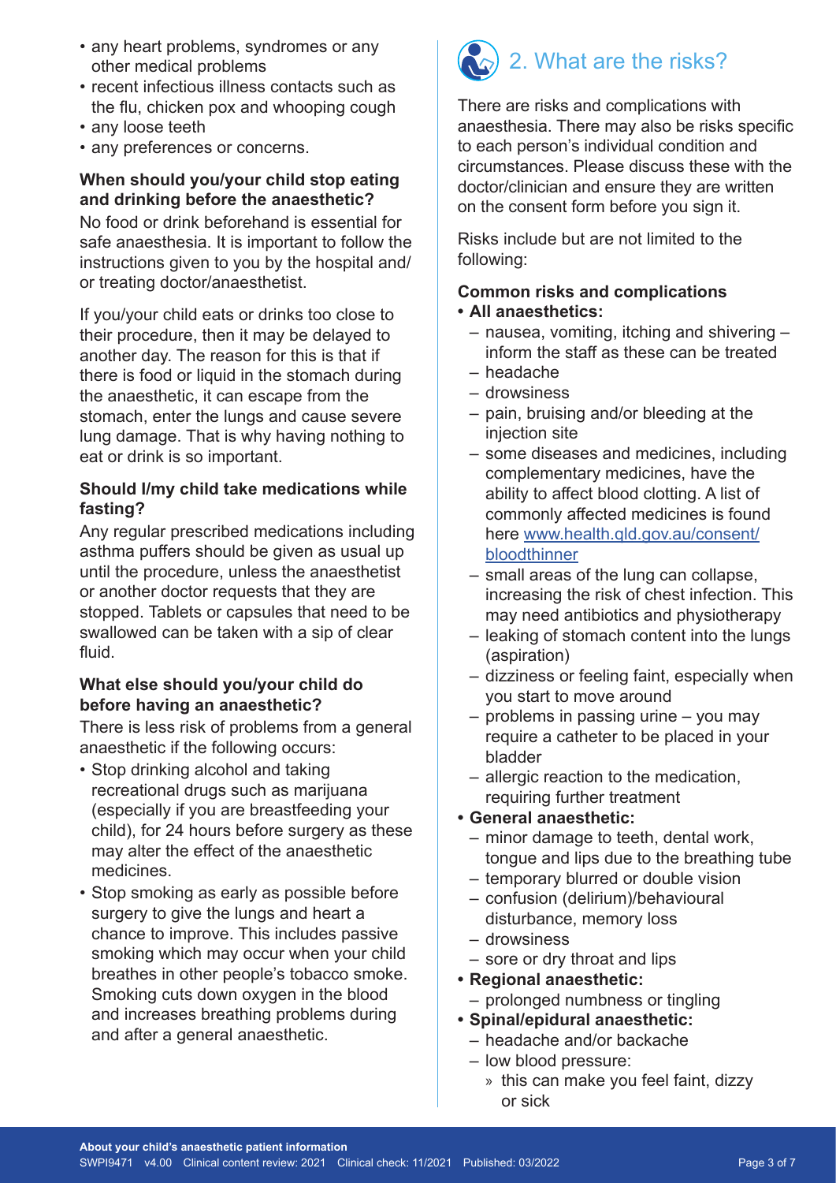- any heart problems, syndromes or any other medical problems
- recent infectious illness contacts such as the flu, chicken pox and whooping cough
- any loose teeth
- any preferences or concerns.

**When should you/your child stop eating and drinking before the anaesthetic?**

No food or drink beforehand is essential for safe anaesthesia. It is important to follow the instructions given to you by the hospital and/or treating doctor/anaesthetist.

If you/your child eats or drinks too close to their procedure, then it may be delayed to another day. The reason for this is that if there is food or liquid in the stomach during the anaesthetic, it can escape from the stomach, enter the lungs and cause severe lung damage. That is why having nothing to eat or drink is so important.

**Should I/my child take medications while fasting?**

Any regular prescribed medications including asthma puffers should be given as usual up until the procedure, unless the anaesthetist or another doctor requests that they are stopped. Tablets or capsules that need to be swallowed can be taken with a sip of clear fluid.

**What else should you/your child do before having an anaesthetic?**

There is less risk of problems from a general anaesthetic if the following occurs:

- Stop drinking alcohol and taking recreational drugs such as marijuana (especially if you are breastfeeding your child), for 24 hours before surgery as these may alter the effect of the anaesthetic medicines.
- Stop smoking as early as possible before surgery to give the lungs and heart a chance to improve. This includes passive smoking which may occur when your child breathes in other people's tobacco smoke. Smoking cuts down oxygen in the blood and increases breathing problems during and after a general anaesthetic.

## 2. What are the risks?

There are risks and complications with anaesthesia. There may also be risks specific to each person's individual condition and circumstances. Please discuss these with the doctor/clinician and ensure they are written on the consent form before you sign it.

Risks include but are not limited to the following:

**Common risks and complications**

- **All anaesthetics:**
  - nausea, vomiting, itching and shivering – inform the staff as these can be treated
  - headache
  - drowsiness
  - pain, bruising and/or bleeding at the injection site
  - some diseases and medicines, including complementary medicines, have the ability to affect blood clotting. A list of commonly affected medicines is found here www.health.qld.gov.au/consent/bloodthinner
  - small areas of the lung can collapse, increasing the risk of chest infection. This may need antibiotics and physiotherapy
  - leaking of stomach content into the lungs (aspiration)
  - dizziness or feeling faint, especially when you start to move around
  - problems in passing urine – you may require a catheter to be placed in your bladder
  - allergic reaction to the medication, requiring further treatment
- **General anaesthetic:**
  - minor damage to teeth, dental work, tongue and lips due to the breathing tube
  - temporary blurred or double vision
  - confusion (delirium)/behavioural disturbance, memory loss
  - drowsiness
  - sore or dry throat and lips
- **Regional anaesthetic:**
  - prolonged numbness or tingling
- **Spinal/epidural anaesthetic:**
  - headache and/or backache
  - low blood pressure:
    - this can make you feel faint, dizzy or sick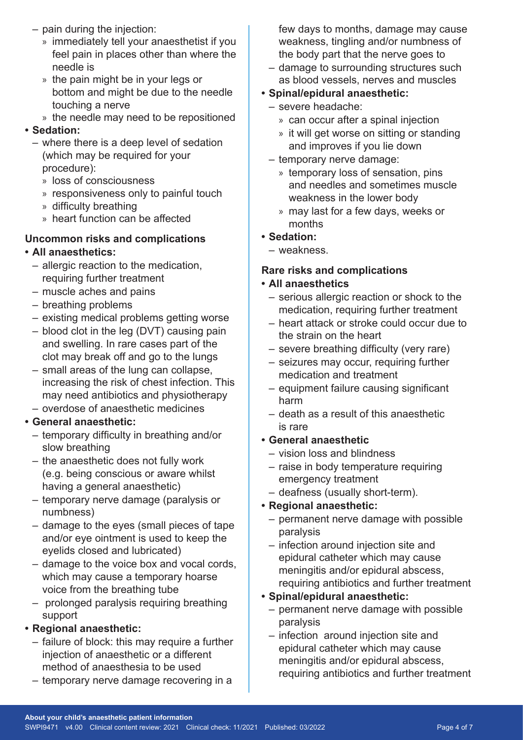- pain during the injection:
  - immediately tell your anaesthetist if you feel pain in places other than where the needle is
  - the pain might be in your legs or bottom and might be due to the needle touching a nerve
  - the needle may need to be repositioned
- **Sedation:**
  - where there is a deep level of sedation (which may be required for your procedure):
    - loss of consciousness
    - responsiveness only to painful touch
    - difficulty breathing
    - heart function can be affected

### Uncommon risks and complications

- **All anaesthetics:**
  - allergic reaction to the medication, requiring further treatment
  - muscle aches and pains
  - breathing problems
  - existing medical problems getting worse
  - blood clot in the leg (DVT) causing pain and swelling. In rare cases part of the clot may break off and go to the lungs
  - small areas of the lung can collapse, increasing the risk of chest infection. This may need antibiotics and physiotherapy
  - overdose of anaesthetic medicines
- **General anaesthetic:**
  - temporary difficulty in breathing and/or slow breathing
  - the anaesthetic does not fully work (e.g. being conscious or aware whilst having a general anaesthetic)
  - temporary nerve damage (paralysis or numbness)
  - damage to the eyes (small pieces of tape and/or eye ointment is used to keep the eyelids closed and lubricated)
  - damage to the voice box and vocal cords, which may cause a temporary hoarse voice from the breathing tube
  - prolonged paralysis requiring breathing support
- **Regional anaesthetic:**
  - failure of block: this may require a further injection of anaesthetic or a different method of anaesthesia to be used
  - temporary nerve damage recovering in a few days to months, damage may cause weakness, tingling and/or numbness of the body part that the nerve goes to
  - damage to surrounding structures such as blood vessels, nerves and muscles
- **Spinal/epidural anaesthetic:**
  - severe headache:
    - can occur after a spinal injection
    - it will get worse on sitting or standing and improves if you lie down
  - temporary nerve damage:
    - temporary loss of sensation, pins and needles and sometimes muscle weakness in the lower body
    - may last for a few days, weeks or months
- **Sedation:**
  - weakness.

### Rare risks and complications

- **All anaesthetics**
  - serious allergic reaction or shock to the medication, requiring further treatment
  - heart attack or stroke could occur due to the strain on the heart
  - severe breathing difficulty (very rare)
  - seizures may occur, requiring further medication and treatment
  - equipment failure causing significant harm
  - death as a result of this anaesthetic is rare
- **General anaesthetic**
  - vision loss and blindness
  - raise in body temperature requiring emergency treatment
  - deafness (usually short-term).
- **Regional anaesthetic:**
  - permanent nerve damage with possible paralysis
  - infection around injection site and epidural catheter which may cause meningitis and/or epidural abscess, requiring antibiotics and further treatment
- **Spinal/epidural anaesthetic:**
  - permanent nerve damage with possible paralysis
  - infection around injection site and epidural catheter which may cause meningitis and/or epidural abscess, requiring antibiotics and further treatment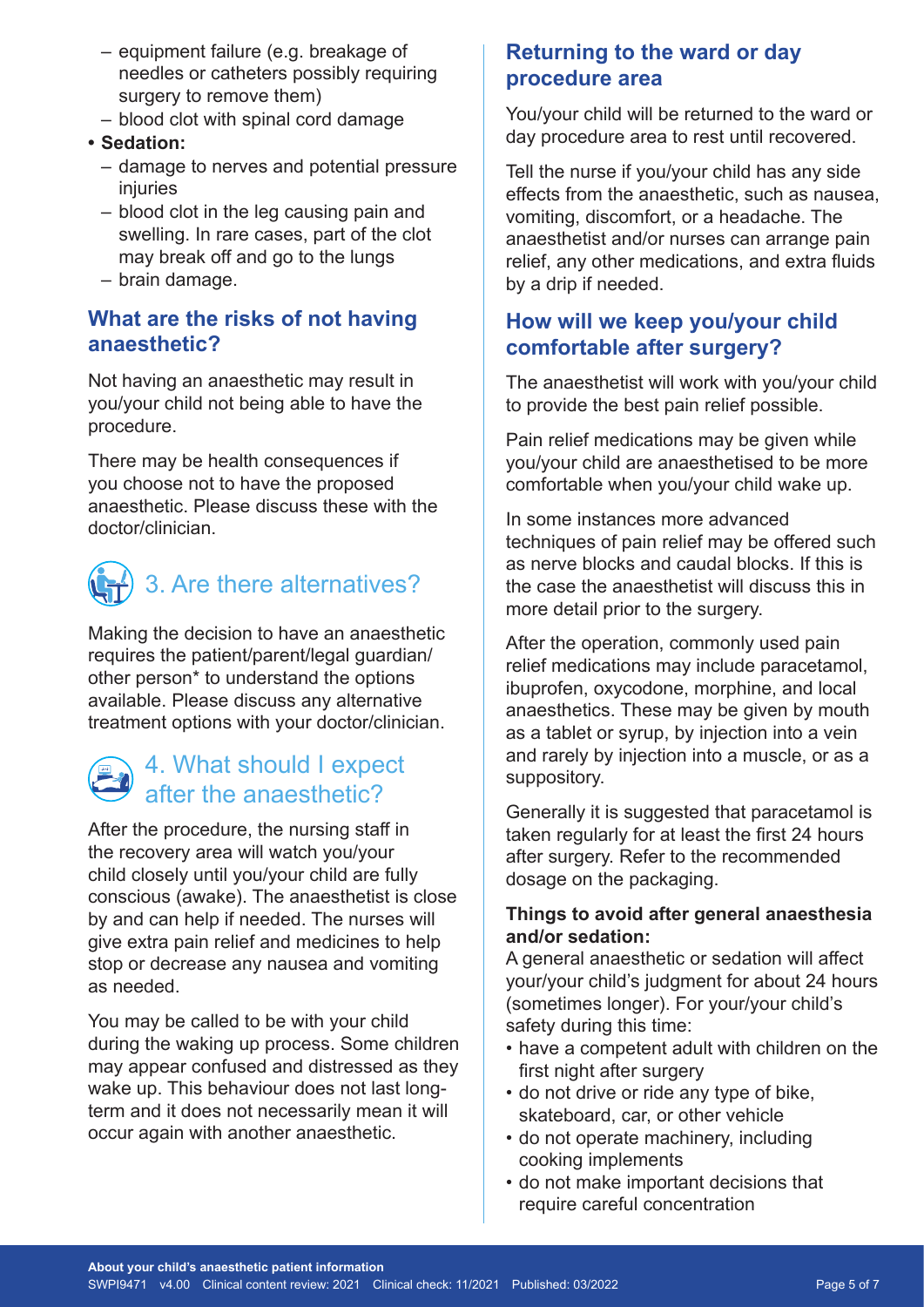- equipment failure (e.g. breakage of needles or catheters possibly requiring surgery to remove them)
- blood clot with spinal cord damage

- **Sedation:**
  - damage to nerves and potential pressure injuries
  - blood clot in the leg causing pain and swelling. In rare cases, part of the clot may break off and go to the lungs
  - brain damage.

## What are the risks of not having anaesthetic?

Not having an anaesthetic may result in you/your child not being able to have the procedure.

There may be health consequences if you choose not to have the proposed anaesthetic. Please discuss these with the doctor/clinician.

# 3. Are there alternatives?

Making the decision to have an anaesthetic requires the patient/parent/legal guardian/other person* to understand the options available. Please discuss any alternative treatment options with your doctor/clinician.

# 4. What should I expect after the anaesthetic?

After the procedure, the nursing staff in the recovery area will watch you/your child closely until you/your child are fully conscious (awake). The anaesthetist is close by and can help if needed. The nurses will give extra pain relief and medicines to help stop or decrease any nausea and vomiting as needed.

You may be called to be with your child during the waking up process. Some children may appear confused and distressed as they wake up. This behaviour does not last long-term and it does not necessarily mean it will occur again with another anaesthetic.

## Returning to the ward or day procedure area

You/your child will be returned to the ward or day procedure area to rest until recovered.

Tell the nurse if you/your child has any side effects from the anaesthetic, such as nausea, vomiting, discomfort, or a headache. The anaesthetist and/or nurses can arrange pain relief, any other medications, and extra fluids by a drip if needed.

## How will we keep you/your child comfortable after surgery?

The anaesthetist will work with you/your child to provide the best pain relief possible.

Pain relief medications may be given while you/your child are anaesthetised to be more comfortable when you/your child wake up.

In some instances more advanced techniques of pain relief may be offered such as nerve blocks and caudal blocks. If this is the case the anaesthetist will discuss this in more detail prior to the surgery.

After the operation, commonly used pain relief medications may include paracetamol, ibuprofen, oxycodone, morphine, and local anaesthetics. These may be given by mouth as a tablet or syrup, by injection into a vein and rarely by injection into a muscle, or as a suppository.

Generally it is suggested that paracetamol is taken regularly for at least the first 24 hours after surgery. Refer to the recommended dosage on the packaging.

### Things to avoid after general anaesthesia and/or sedation:

A general anaesthetic or sedation will affect your/your child's judgment for about 24 hours (sometimes longer). For your/your child's safety during this time:

- have a competent adult with children on the first night after surgery
- do not drive or ride any type of bike, skateboard, car, or other vehicle
- do not operate machinery, including cooking implements
- do not make important decisions that require careful concentration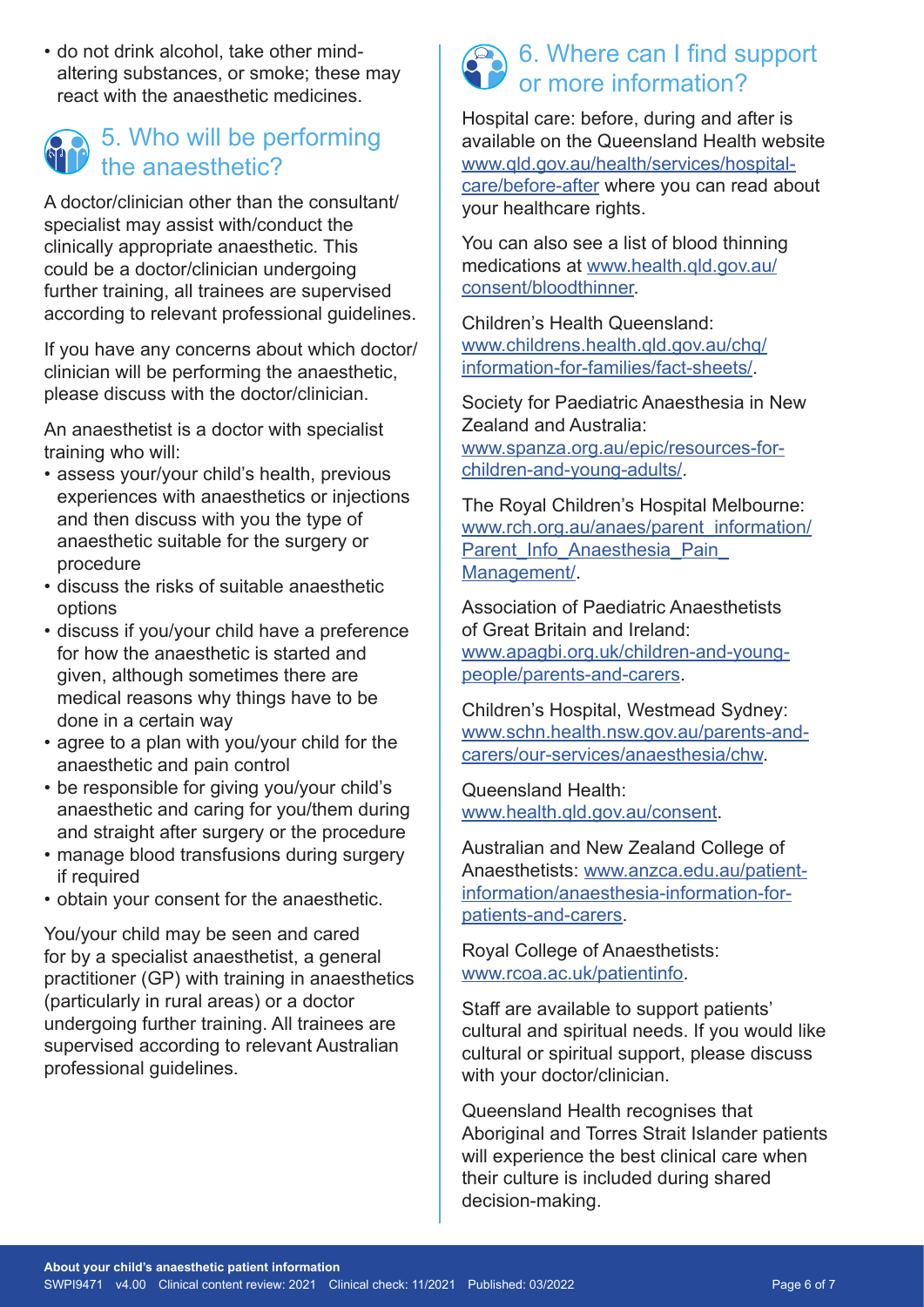- do not drink alcohol, take other mind-altering substances, or smoke; these may react with the anaesthetic medicines.

## 5. Who will be performing the anaesthetic?

A doctor/clinician other than the consultant/specialist may assist with/conduct the clinically appropriate anaesthetic. This could be a doctor/clinician undergoing further training, all trainees are supervised according to relevant professional guidelines.

If you have any concerns about which doctor/clinician will be performing the anaesthetic, please discuss with the doctor/clinician.

An anaesthetist is a doctor with specialist training who will:

- assess your/your child's health, previous experiences with anaesthetics or injections and then discuss with you the type of anaesthetic suitable for the surgery or procedure
- discuss the risks of suitable anaesthetic options
- discuss if you/your child have a preference for how the anaesthetic is started and given, although sometimes there are medical reasons why things have to be done in a certain way
- agree to a plan with you/your child for the anaesthetic and pain control
- be responsible for giving you/your child's anaesthetic and caring for you/them during and straight after surgery or the procedure
- manage blood transfusions during surgery if required
- obtain your consent for the anaesthetic.

You/your child may be seen and cared for by a specialist anaesthetist, a general practitioner (GP) with training in anaesthetics (particularly in rural areas) or a doctor undergoing further training. All trainees are supervised according to relevant Australian professional guidelines.

## 6. Where can I find support or more information?

Hospital care: before, during and after is available on the Queensland Health website www.qld.gov.au/health/services/hospital-care/before-after where you can read about your healthcare rights.

You can also see a list of blood thinning medications at www.health.qld.gov.au/consent/bloodthinner.

Children's Health Queensland:
www.childrens.health.qld.gov.au/chq/information-for-families/fact-sheets/.

Society for Paediatric Anaesthesia in New Zealand and Australia:
www.spanza.org.au/epic/resources-for-children-and-young-adults/.

The Royal Children's Hospital Melbourne:
www.rch.org.au/anaes/parent_information/Parent_Info_Anaesthesia_Pain_Management/.

Association of Paediatric Anaesthetists of Great Britain and Ireland:
www.apagbi.org.uk/children-and-young-people/parents-and-carers.

Children's Hospital, Westmead Sydney:
www.schn.health.nsw.gov.au/parents-and-carers/our-services/anaesthesia/chw.

Queensland Health:
www.health.qld.gov.au/consent.

Australian and New Zealand College of Anaesthetists: www.anzca.edu.au/patient-information/anaesthesia-information-for-patients-and-carers.

Royal College of Anaesthetists:
www.rcoa.ac.uk/patientinfo.

Staff are available to support patients' cultural and spiritual needs. If you would like cultural or spiritual support, please discuss with your doctor/clinician.

Queensland Health recognises that Aboriginal and Torres Strait Islander patients will experience the best clinical care when their culture is included during shared decision-making.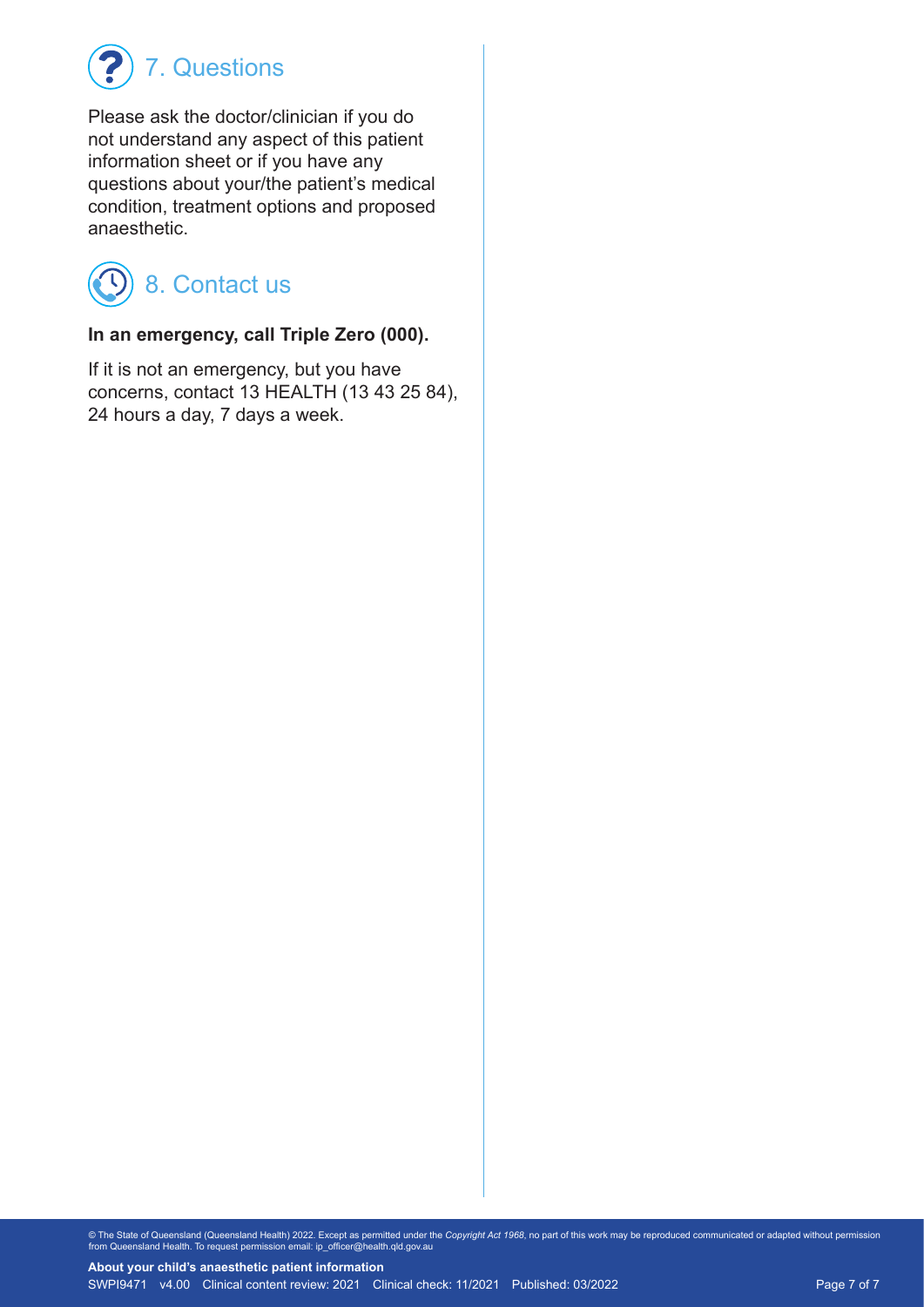## 7. Questions

Please ask the doctor/clinician if you do not understand any aspect of this patient information sheet or if you have any questions about your/the patient's medical condition, treatment options and proposed anaesthetic.

## 8. Contact us

**In an emergency, call Triple Zero (000).**

If it is not an emergency, but you have concerns, contact 13 HEALTH (13 43 25 84), 24 hours a day, 7 days a week.